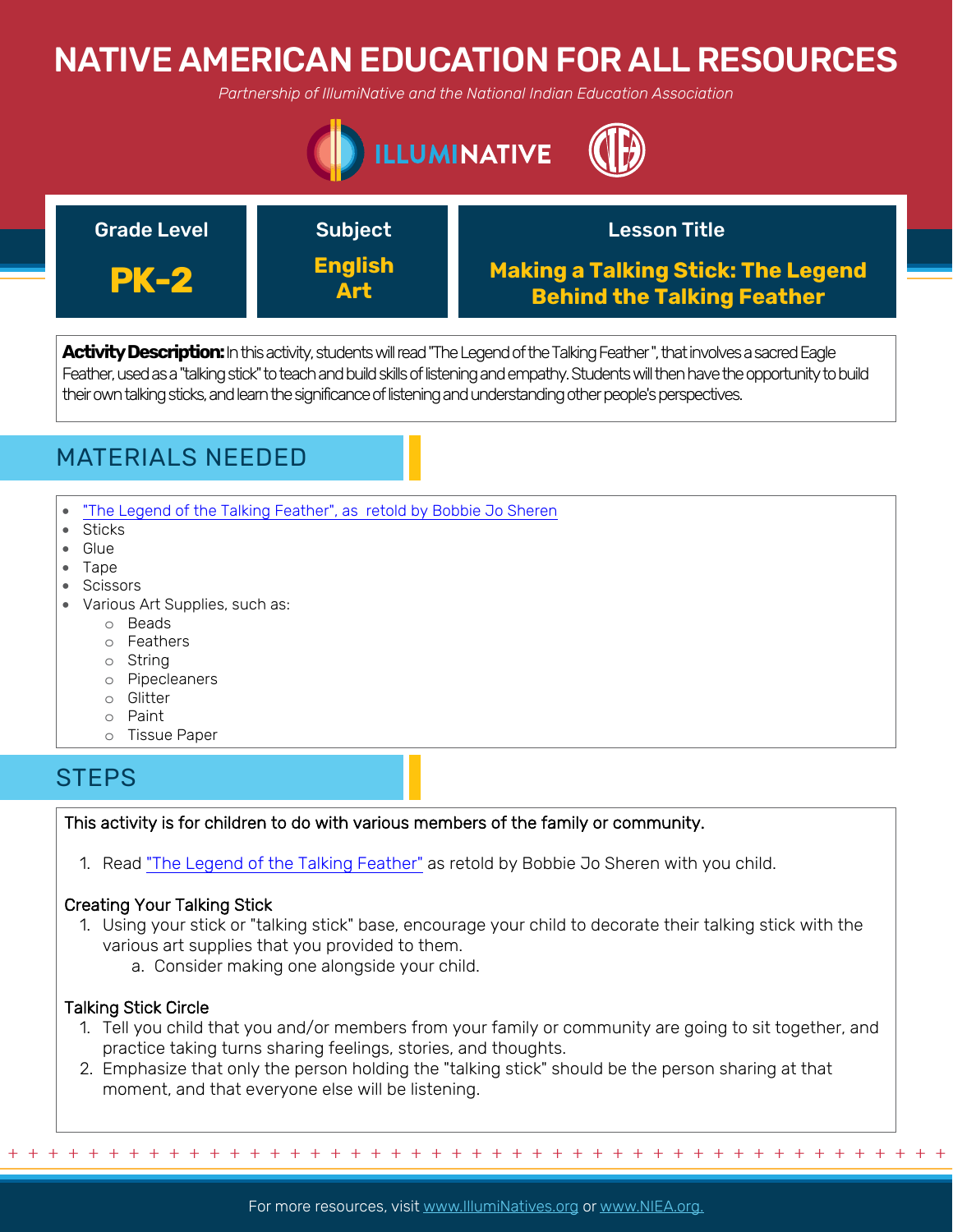# NATIVE AMERICAN EDUCATION FOR ALL RESOURCES

*Partnership of IllumiNative and the National Indian Education Association*

ILLUMINATIVE

| Grade Level | Subject | Lesson Title |
|---|---|---|
| **PK-2** | **English Art** | **Making a Talking Stick: The Legend Behind the Talking Feather** |

**Activity Description:** In this activity, students will read "The Legend of the Talking Feather ", that involves a sacred Eagle Feather, used as a "talking stick" to teach and build skills of listening and empathy. Students will then have the opportunity to build their own talking sticks, and learn the significance of listening and understanding other people's perspectives.

## MATERIALS NEEDED

- "The Legend of the Talking Feather", as retold by Bobbie Jo Sheren
- Sticks
- Glue
- Tape
- Scissors
- Various Art Supplies, such as:
  - Beads
  - Feathers
  - String
  - Pipecleaners
  - Glitter
  - Paint
  - Tissue Paper

## STEPS

This activity is for children to do with various members of the family or community.

1. Read "The Legend of the Talking Feather" as retold by Bobbie Jo Sheren with you child.

### Creating Your Talking Stick

1. Using your stick or "talking stick" base, encourage your child to decorate their talking stick with the various art supplies that you provided to them.
   a. Consider making one alongside your child.

### Talking Stick Circle

1. Tell you child that you and/or members from your family or community are going to sit together, and practice taking turns sharing feelings, stories, and thoughts.
2. Emphasize that only the person holding the "talking stick" should be the person sharing at that moment, and that everyone else will be listening.

For more resources, visit www.IllumiNatives.org or www.NIEA.org.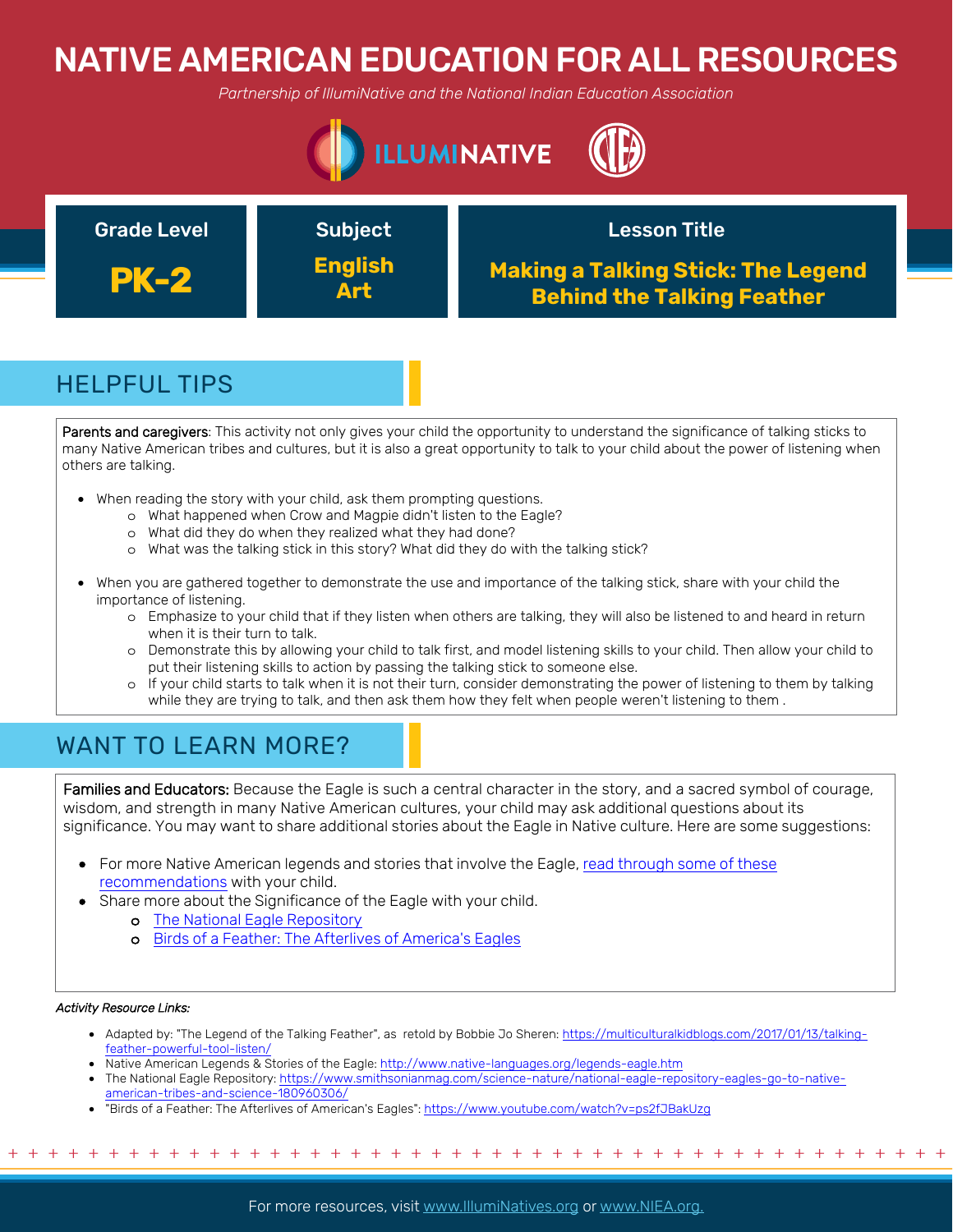# NATIVE AMERICAN EDUCATION FOR ALL RESOURCES

*Partnership of IllumiNative and the National Indian Education Association*

| Grade Level | Subject | Lesson Title |
|---|---|---|
| **PK-2** | **English Art** | **Making a Talking Stick: The Legend Behind the Talking Feather** |

## HELPFUL TIPS

Parents and caregivers: This activity not only gives your child the opportunity to understand the significance of talking sticks to many Native American tribes and cultures, but it is also a great opportunity to talk to your child about the power of listening when others are talking.

- When reading the story with your child, ask them prompting questions.
  - What happened when Crow and Magpie didn't listen to the Eagle?
  - What did they do when they realized what they had done?
  - What was the talking stick in this story? What did they do with the talking stick?
- When you are gathered together to demonstrate the use and importance of the talking stick, share with your child the importance of listening.
  - Emphasize to your child that if they listen when others are talking, they will also be listened to and heard in return when it is their turn to talk.
  - Demonstrate this by allowing your child to talk first, and model listening skills to your child. Then allow your child to put their listening skills to action by passing the talking stick to someone else.
  - If your child starts to talk when it is not their turn, consider demonstrating the power of listening to them by talking while they are trying to talk, and then ask them how they felt when people weren't listening to them .

## WANT TO LEARN MORE?

Families and Educators: Because the Eagle is such a central character in the story, and a sacred symbol of courage, wisdom, and strength in many Native American cultures, your child may ask additional questions about its significance. You may want to share additional stories about the Eagle in Native culture. Here are some suggestions:

- For more Native American legends and stories that involve the Eagle, read through some of these recommendations with your child.
- Share more about the Significance of the Eagle with your child.
  - The National Eagle Repository
  - Birds of a Feather: The Afterlives of America's Eagles

*Activity Resource Links:*

- Adapted by: "The Legend of the Talking Feather", as retold by Bobbie Jo Sheren: https://multiculturalkidblogs.com/2017/01/13/talking-feather-powerful-tool-listen/
- Native American Legends & Stories of the Eagle: http://www.native-languages.org/legends-eagle.htm
- The National Eagle Repository: https://www.smithsonianmag.com/science-nature/national-eagle-repository-eagles-go-to-native-american-tribes-and-science-180960306/
- "Birds of a Feather: The Afterlives of American's Eagles": https://www.youtube.com/watch?v=ps2fJBakUzg

For more resources, visit www.IllumiNatives.org or www.NIEA.org.